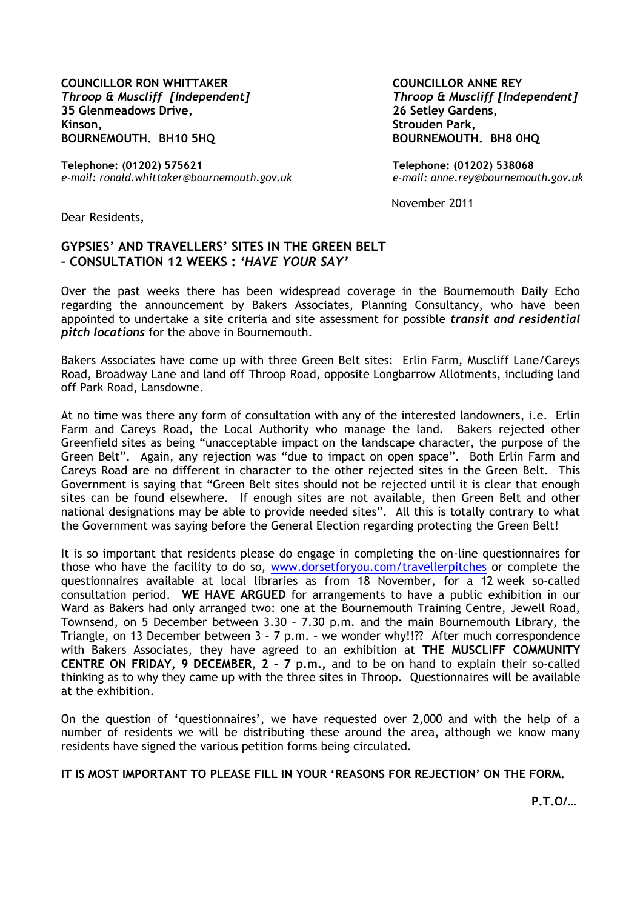**COUNCILLOR RON WHITTAKER**
*Throop & Muscliff [Independent]*
**35 Glenmeadows Drive,**
**Kinson,**
**BOURNEMOUTH. BH10 5HQ**

**Telephone: (01202) 575621**
*e-mail: ronald.whittaker@bournemouth.gov.uk*

**COUNCILLOR ANNE REY**
*Throop & Muscliff [Independent]*
**26 Setley Gardens,**
**Strouden Park,**
**BOURNEMOUTH. BH8 0HQ**

**Telephone: (01202) 538068**
*e-mail: anne.rey@bournemouth.gov.uk*

November 2011

Dear Residents,

**GYPSIES' AND TRAVELLERS' SITES IN THE GREEN BELT – CONSULTATION 12 WEEKS : *'HAVE YOUR SAY'***

Over the past weeks there has been widespread coverage in the Bournemouth Daily Echo regarding the announcement by Bakers Associates, Planning Consultancy, who have been appointed to undertake a site criteria and site assessment for possible ***transit and residential pitch locations*** for the above in Bournemouth.

Bakers Associates have come up with three Green Belt sites: Erlin Farm, Muscliff Lane/Careys Road, Broadway Lane and land off Throop Road, opposite Longbarrow Allotments, including land off Park Road, Lansdowne.

At no time was there any form of consultation with any of the interested landowners, i.e. Erlin Farm and Careys Road, the Local Authority who manage the land. Bakers rejected other Greenfield sites as being "unacceptable impact on the landscape character, the purpose of the Green Belt". Again, any rejection was "due to impact on open space". Both Erlin Farm and Careys Road are no different in character to the other rejected sites in the Green Belt. This Government is saying that "Green Belt sites should not be rejected until it is clear that enough sites can be found elsewhere. If enough sites are not available, then Green Belt and other national designations may be able to provide needed sites". All this is totally contrary to what the Government was saying before the General Election regarding protecting the Green Belt!

It is so important that residents please do engage in completing the on-line questionnaires for those who have the facility to do so, www.dorsetforyou.com/travellerpitches or complete the questionnaires available at local libraries as from 18 November, for a 12 week so-called consultation period. **WE HAVE ARGUED** for arrangements to have a public exhibition in our Ward as Bakers had only arranged two: one at the Bournemouth Training Centre, Jewell Road, Townsend, on 5 December between 3.30 – 7.30 p.m. and the main Bournemouth Library, the Triangle, on 13 December between 3 – 7 p.m. – we wonder why!!?? After much correspondence with Bakers Associates, they have agreed to an exhibition at **THE MUSCLIFF COMMUNITY CENTRE ON FRIDAY, 9 DECEMBER**, **2 – 7 p.m.,** and to be on hand to explain their so-called thinking as to why they came up with the three sites in Throop. Questionnaires will be available at the exhibition.

On the question of 'questionnaires', we have requested over 2,000 and with the help of a number of residents we will be distributing these around the area, although we know many residents have signed the various petition forms being circulated.

**IT IS MOST IMPORTANT TO PLEASE FILL IN YOUR 'REASONS FOR REJECTION' ON THE FORM.**

**P.T.O/…**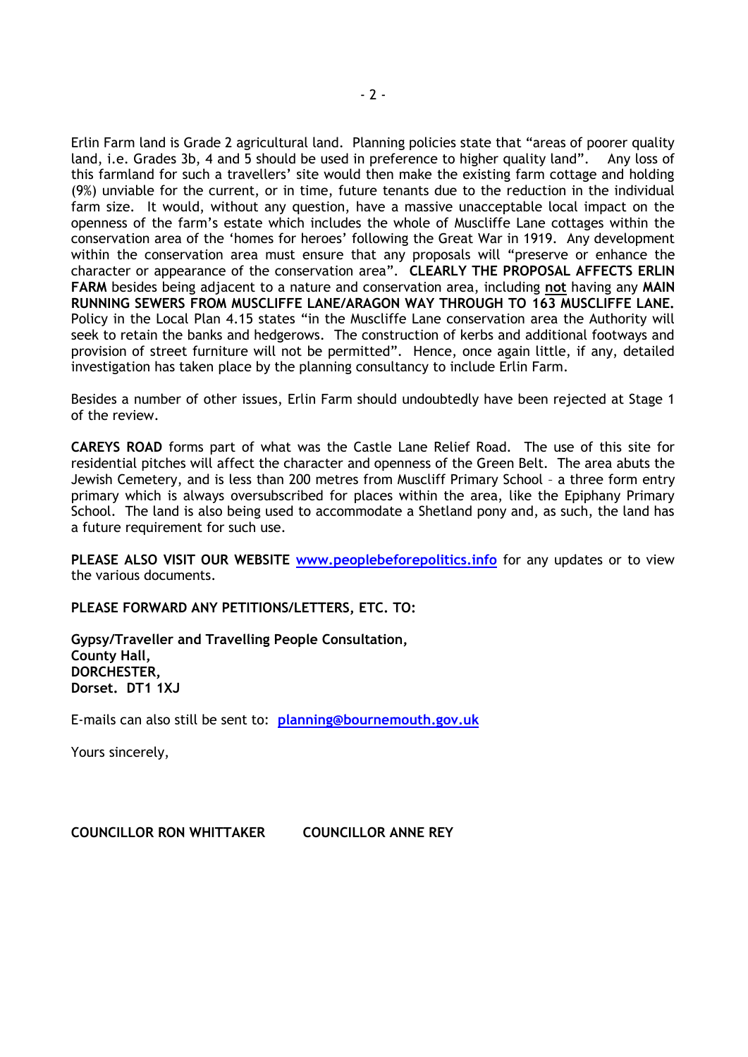Erlin Farm land is Grade 2 agricultural land. Planning policies state that "areas of poorer quality land, i.e. Grades 3b, 4 and 5 should be used in preference to higher quality land". Any loss of this farmland for such a travellers' site would then make the existing farm cottage and holding (9%) unviable for the current, or in time, future tenants due to the reduction in the individual farm size. It would, without any question, have a massive unacceptable local impact on the openness of the farm's estate which includes the whole of Muscliffe Lane cottages within the conservation area of the 'homes for heroes' following the Great War in 1919. Any development within the conservation area must ensure that any proposals will "preserve or enhance the character or appearance of the conservation area". **CLEARLY THE PROPOSAL AFFECTS ERLIN FARM** besides being adjacent to a nature and conservation area, including **not** having any **MAIN RUNNING SEWERS FROM MUSCLIFFE LANE/ARAGON WAY THROUGH TO 163 MUSCLIFFE LANE.** Policy in the Local Plan 4.15 states "in the Muscliffe Lane conservation area the Authority will seek to retain the banks and hedgerows. The construction of kerbs and additional footways and provision of street furniture will not be permitted". Hence, once again little, if any, detailed investigation has taken place by the planning consultancy to include Erlin Farm.

Besides a number of other issues, Erlin Farm should undoubtedly have been rejected at Stage 1 of the review.

**CAREYS ROAD** forms part of what was the Castle Lane Relief Road. The use of this site for residential pitches will affect the character and openness of the Green Belt. The area abuts the Jewish Cemetery, and is less than 200 metres from Muscliff Primary School – a three form entry primary which is always oversubscribed for places within the area, like the Epiphany Primary School. The land is also being used to accommodate a Shetland pony and, as such, the land has a future requirement for such use.

**PLEASE ALSO VISIT OUR WEBSITE [www.peoplebeforepolitics.info](http://www.peoplebeforepolitics.info)** for any updates or to view the various documents.

**PLEASE FORWARD ANY PETITIONS/LETTERS, ETC. TO:**

**Gypsy/Traveller and Travelling People Consultation,**
**County Hall,**
**DORCHESTER,**
**Dorset. DT1 1XJ**

E-mails can also still be sent to: **[planning@bournemouth.gov.uk](mailto:planning@bournemouth.gov.uk)**

Yours sincerely,

**COUNCILLOR RON WHITTAKER** **COUNCILLOR ANNE REY**